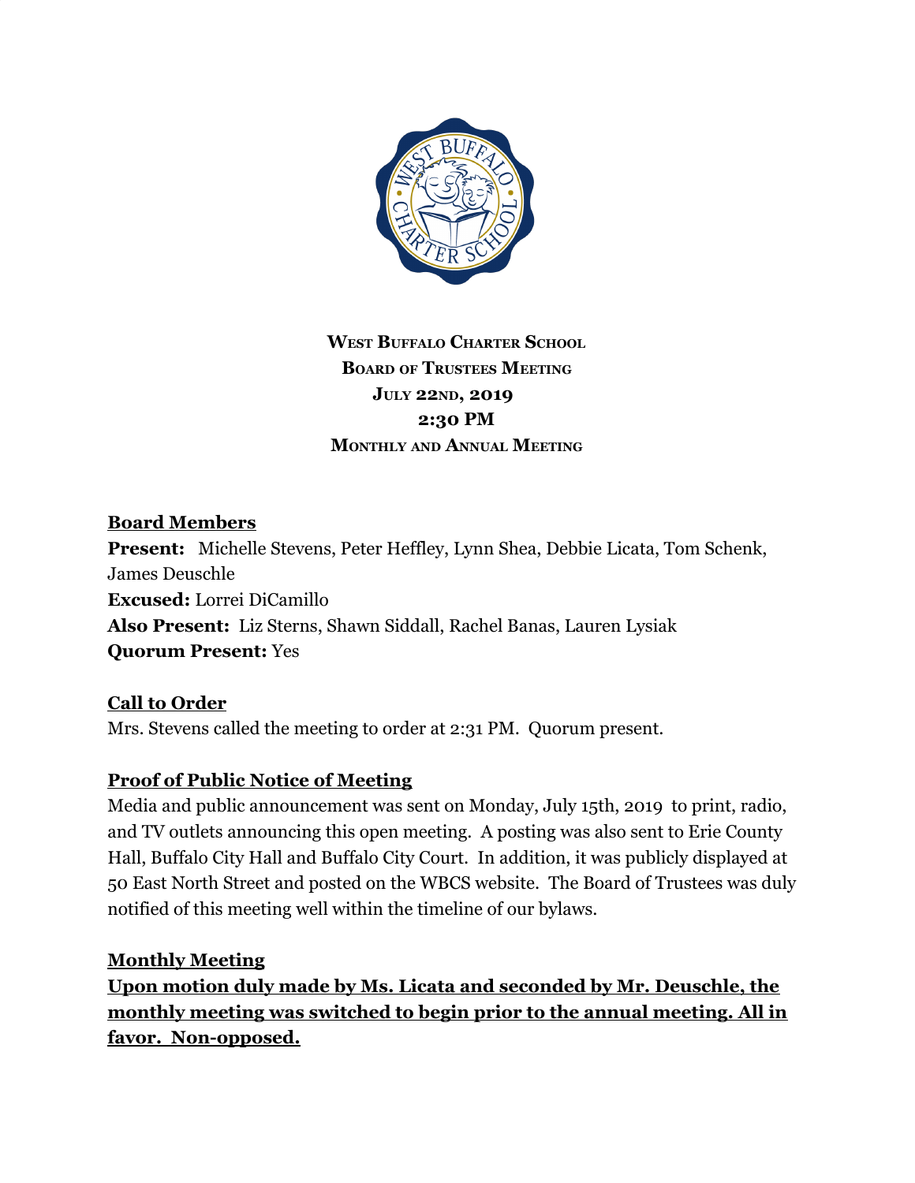**West Buffalo Charter School**
**Board of Trustees Meeting**
**July 22nd, 2019**
**2:30 PM**
**Monthly and Annual Meeting**

**Board Members**
**Present:** Michelle Stevens, Peter Heffley, Lynn Shea, Debbie Licata, Tom Schenk, James Deuschle
**Excused:** Lorrei DiCamillo
**Also Present:** Liz Sterns, Shawn Siddall, Rachel Banas, Lauren Lysiak
**Quorum Present:** Yes

**Call to Order**
Mrs. Stevens called the meeting to order at 2:31 PM. Quorum present.

**Proof of Public Notice of Meeting**
Media and public announcement was sent on Monday, July 15th, 2019 to print, radio, and TV outlets announcing this open meeting. A posting was also sent to Erie County Hall, Buffalo City Hall and Buffalo City Court. In addition, it was publicly displayed at 50 East North Street and posted on the WBCS website. The Board of Trustees was duly notified of this meeting well within the timeline of our bylaws.

**Monthly Meeting**
**Upon motion duly made by Ms. Licata and seconded by Mr. Deuschle, the monthly meeting was switched to begin prior to the annual meeting. All in favor. Non-opposed.**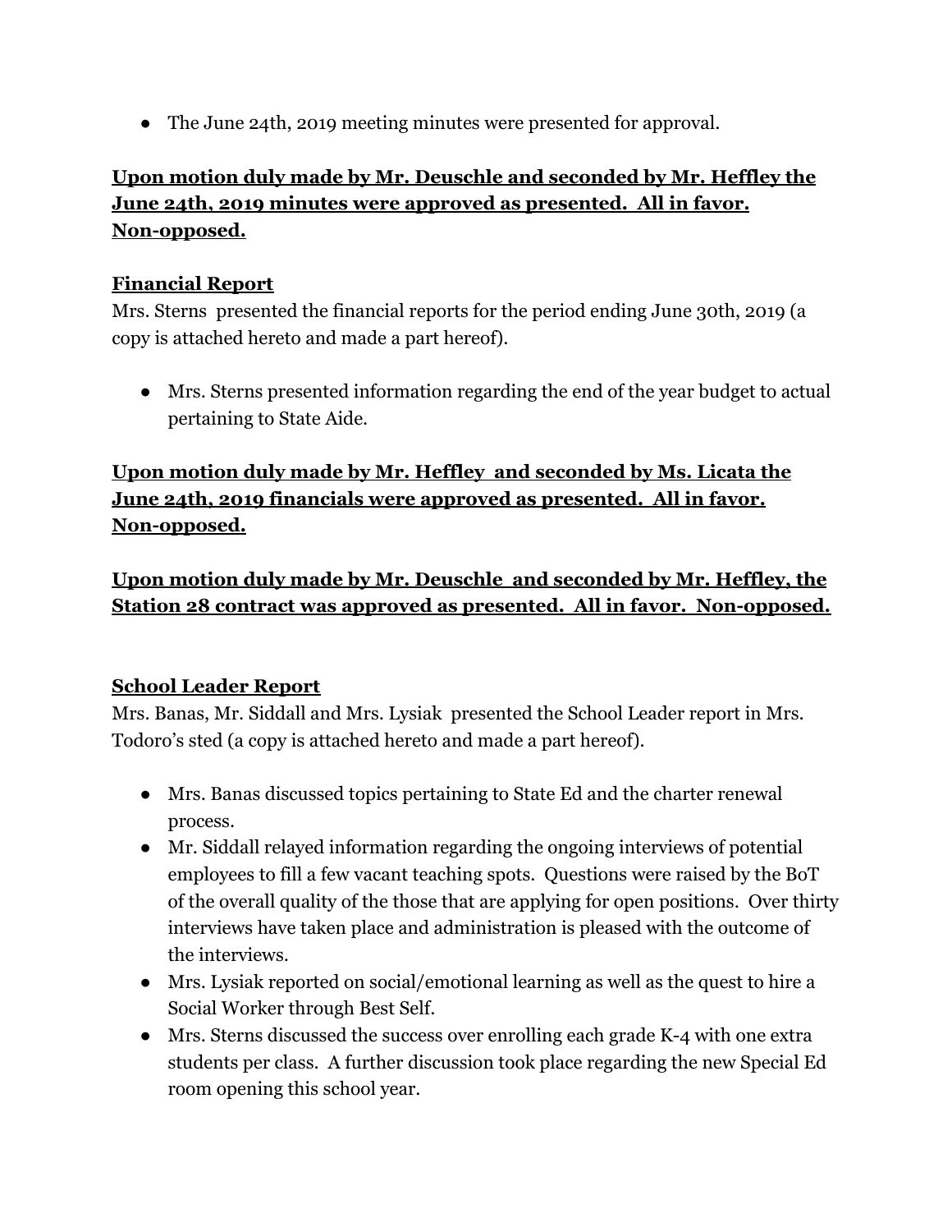- The June 24th, 2019 meeting minutes were presented for approval.

**Upon motion duly made by Mr. Deuschle and seconded by Mr. Heffley the June 24th, 2019 minutes were approved as presented. All in favor. Non-opposed.**

**Financial Report**

Mrs. Sterns presented the financial reports for the period ending June 30th, 2019 (a copy is attached hereto and made a part hereof).

- Mrs. Sterns presented information regarding the end of the year budget to actual pertaining to State Aide.

**Upon motion duly made by Mr. Heffley and seconded by Ms. Licata the June 24th, 2019 financials were approved as presented. All in favor. Non-opposed.**

**Upon motion duly made by Mr. Deuschle and seconded by Mr. Heffley, the Station 28 contract was approved as presented. All in favor. Non-opposed.**

**School Leader Report**

Mrs. Banas, Mr. Siddall and Mrs. Lysiak presented the School Leader report in Mrs. Todoro's sted (a copy is attached hereto and made a part hereof).

- Mrs. Banas discussed topics pertaining to State Ed and the charter renewal process.
- Mr. Siddall relayed information regarding the ongoing interviews of potential employees to fill a few vacant teaching spots. Questions were raised by the BoT of the overall quality of the those that are applying for open positions. Over thirty interviews have taken place and administration is pleased with the outcome of the interviews.
- Mrs. Lysiak reported on social/emotional learning as well as the quest to hire a Social Worker through Best Self.
- Mrs. Sterns discussed the success over enrolling each grade K-4 with one extra students per class. A further discussion took place regarding the new Special Ed room opening this school year.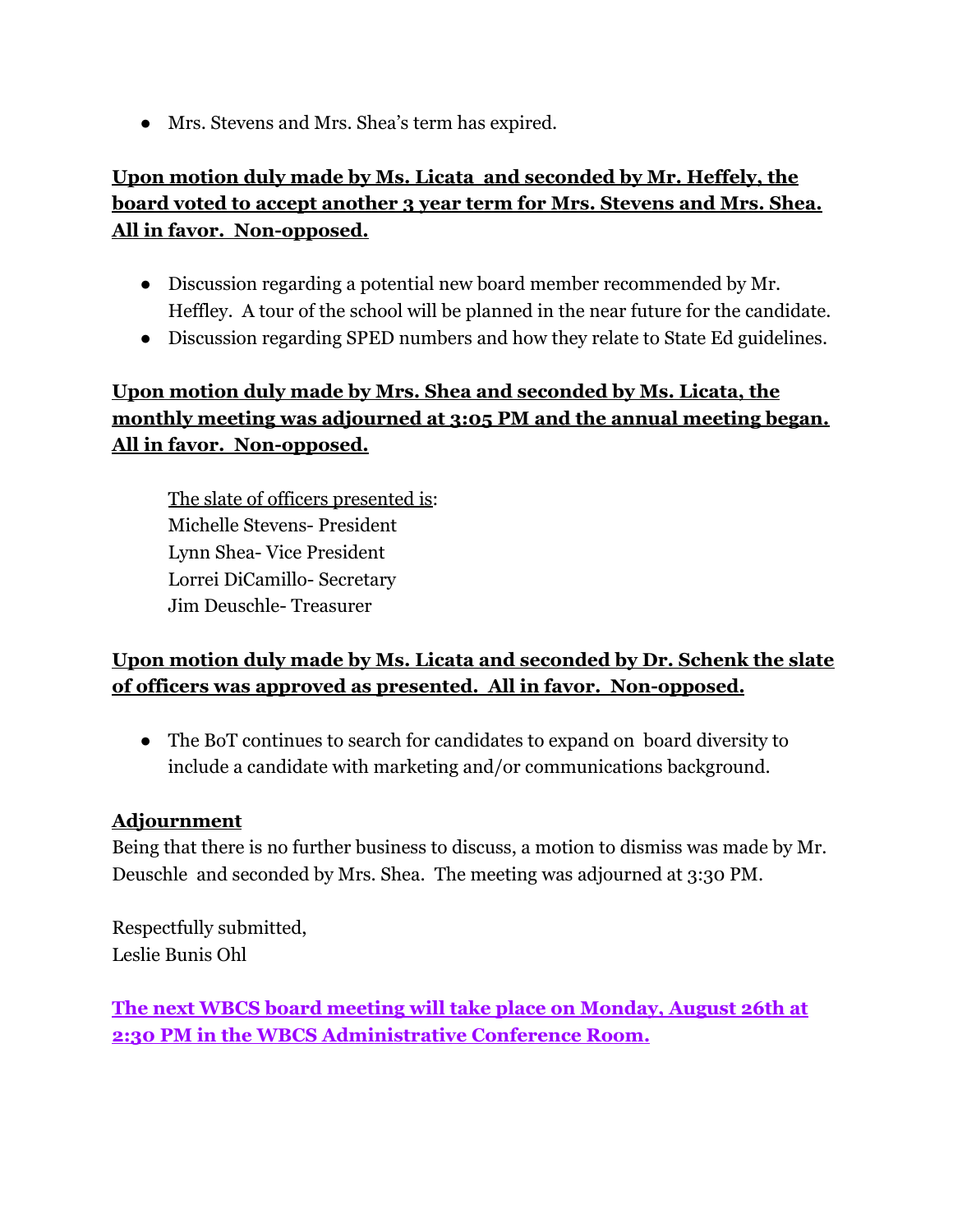- Mrs. Stevens and Mrs. Shea's term has expired.

**Upon motion duly made by Ms. Licata and seconded by Mr. Heffely, the board voted to accept another 3 year term for Mrs. Stevens and Mrs. Shea. All in favor. Non-opposed.**

- Discussion regarding a potential new board member recommended by Mr. Heffley. A tour of the school will be planned in the near future for the candidate.
- Discussion regarding SPED numbers and how they relate to State Ed guidelines.

**Upon motion duly made by Mrs. Shea and seconded by Ms. Licata, the monthly meeting was adjourned at 3:05 PM and the annual meeting began. All in favor. Non-opposed.**

The slate of officers presented is:
Michelle Stevens- President
Lynn Shea- Vice President
Lorrei DiCamillo- Secretary
Jim Deuschle- Treasurer

**Upon motion duly made by Ms. Licata and seconded by Dr. Schenk the slate of officers was approved as presented. All in favor. Non-opposed.**

- The BoT continues to search for candidates to expand on board diversity to include a candidate with marketing and/or communications background.

**Adjournment**

Being that there is no further business to discuss, a motion to dismiss was made by Mr. Deuschle and seconded by Mrs. Shea. The meeting was adjourned at 3:30 PM.

Respectfully submitted,
Leslie Bunis Ohl

**The next WBCS board meeting will take place on Monday, August 26th at 2:30 PM in the WBCS Administrative Conference Room.**